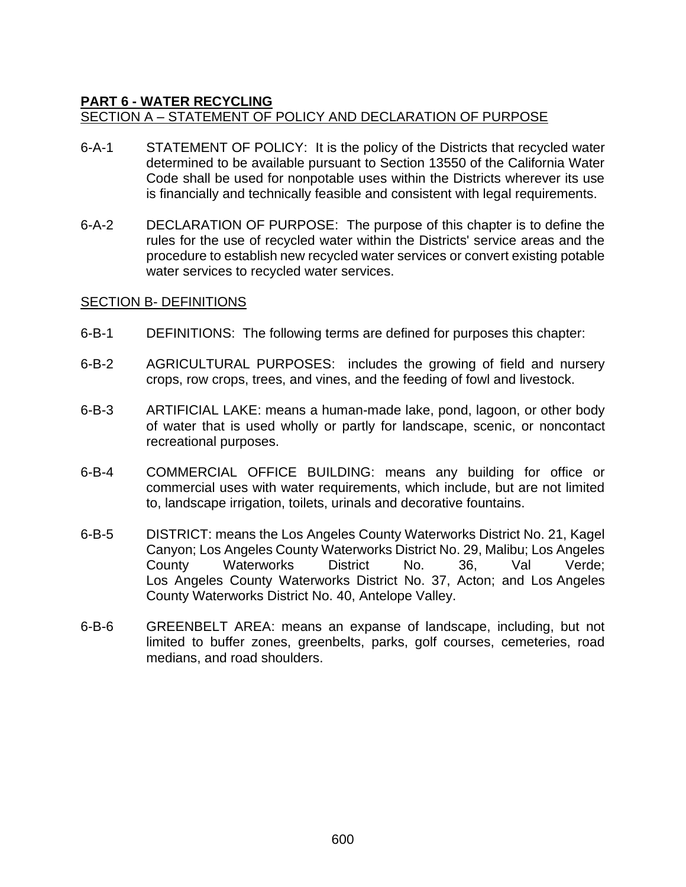# PART 6 - WATER RECYCLING

## SECTION A – STATEMENT OF POLICY AND DECLARATION OF PURPOSE

6-A-1 STATEMENT OF POLICY: It is the policy of the Districts that recycled water determined to be available pursuant to Section 13550 of the California Water Code shall be used for nonpotable uses within the Districts wherever its use is financially and technically feasible and consistent with legal requirements.

6-A-2 DECLARATION OF PURPOSE: The purpose of this chapter is to define the rules for the use of recycled water within the Districts' service areas and the procedure to establish new recycled water services or convert existing potable water services to recycled water services.

## SECTION B- DEFINITIONS

6-B-1 DEFINITIONS: The following terms are defined for purposes this chapter:

6-B-2 AGRICULTURAL PURPOSES: includes the growing of field and nursery crops, row crops, trees, and vines, and the feeding of fowl and livestock.

6-B-3 ARTIFICIAL LAKE: means a human-made lake, pond, lagoon, or other body of water that is used wholly or partly for landscape, scenic, or noncontact recreational purposes.

6-B-4 COMMERCIAL OFFICE BUILDING: means any building for office or commercial uses with water requirements, which include, but are not limited to, landscape irrigation, toilets, urinals and decorative fountains.

6-B-5 DISTRICT: means the Los Angeles County Waterworks District No. 21, Kagel Canyon; Los Angeles County Waterworks District No. 29, Malibu; Los Angeles County Waterworks District No. 36, Val Verde; Los Angeles County Waterworks District No. 37, Acton; and Los Angeles County Waterworks District No. 40, Antelope Valley.

6-B-6 GREENBELT AREA: means an expanse of landscape, including, but not limited to buffer zones, greenbelts, parks, golf courses, cemeteries, road medians, and road shoulders.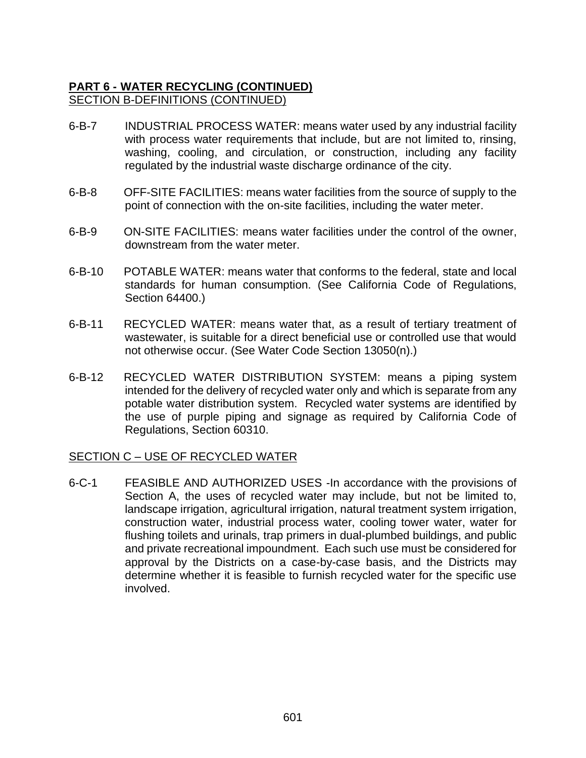**PART 6 - WATER RECYCLING (CONTINUED)**

SECTION B-DEFINITIONS (CONTINUED)

6-B-7 INDUSTRIAL PROCESS WATER: means water used by any industrial facility with process water requirements that include, but are not limited to, rinsing, washing, cooling, and circulation, or construction, including any facility regulated by the industrial waste discharge ordinance of the city.

6-B-8 OFF-SITE FACILITIES: means water facilities from the source of supply to the point of connection with the on-site facilities, including the water meter.

6-B-9 ON-SITE FACILITIES: means water facilities under the control of the owner, downstream from the water meter.

6-B-10 POTABLE WATER: means water that conforms to the federal, state and local standards for human consumption. (See California Code of Regulations, Section 64400.)

6-B-11 RECYCLED WATER: means water that, as a result of tertiary treatment of wastewater, is suitable for a direct beneficial use or controlled use that would not otherwise occur. (See Water Code Section 13050(n).)

6-B-12 RECYCLED WATER DISTRIBUTION SYSTEM: means a piping system intended for the delivery of recycled water only and which is separate from any potable water distribution system. Recycled water systems are identified by the use of purple piping and signage as required by California Code of Regulations, Section 60310.

SECTION C – USE OF RECYCLED WATER

6-C-1 FEASIBLE AND AUTHORIZED USES -In accordance with the provisions of Section A, the uses of recycled water may include, but not be limited to, landscape irrigation, agricultural irrigation, natural treatment system irrigation, construction water, industrial process water, cooling tower water, water for flushing toilets and urinals, trap primers in dual-plumbed buildings, and public and private recreational impoundment. Each such use must be considered for approval by the Districts on a case-by-case basis, and the Districts may determine whether it is feasible to furnish recycled water for the specific use involved.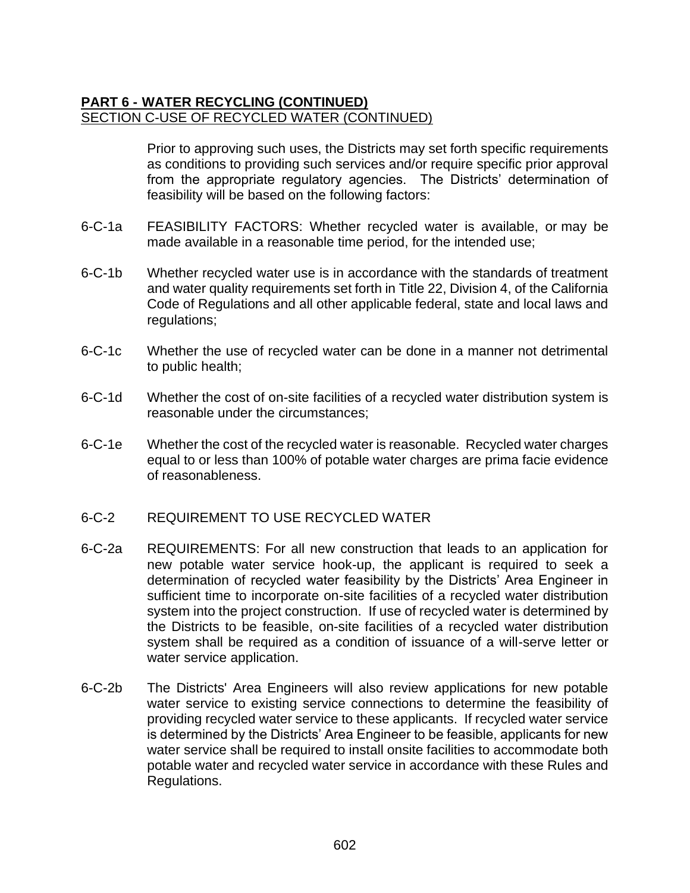**PART 6 - WATER RECYCLING (CONTINUED)**

SECTION C-USE OF RECYCLED WATER (CONTINUED)

Prior to approving such uses, the Districts may set forth specific requirements as conditions to providing such services and/or require specific prior approval from the appropriate regulatory agencies. The Districts' determination of feasibility will be based on the following factors:

6-C-1a FEASIBILITY FACTORS: Whether recycled water is available, or may be made available in a reasonable time period, for the intended use;

6-C-1b Whether recycled water use is in accordance with the standards of treatment and water quality requirements set forth in Title 22, Division 4, of the California Code of Regulations and all other applicable federal, state and local laws and regulations;

6-C-1c Whether the use of recycled water can be done in a manner not detrimental to public health;

6-C-1d Whether the cost of on-site facilities of a recycled water distribution system is reasonable under the circumstances;

6-C-1e Whether the cost of the recycled water is reasonable. Recycled water charges equal to or less than 100% of potable water charges are prima facie evidence of reasonableness.

6-C-2 REQUIREMENT TO USE RECYCLED WATER

6-C-2a REQUIREMENTS: For all new construction that leads to an application for new potable water service hook-up, the applicant is required to seek a determination of recycled water feasibility by the Districts' Area Engineer in sufficient time to incorporate on-site facilities of a recycled water distribution system into the project construction. If use of recycled water is determined by the Districts to be feasible, on-site facilities of a recycled water distribution system shall be required as a condition of issuance of a will-serve letter or water service application.

6-C-2b The Districts' Area Engineers will also review applications for new potable water service to existing service connections to determine the feasibility of providing recycled water service to these applicants. If recycled water service is determined by the Districts' Area Engineer to be feasible, applicants for new water service shall be required to install onsite facilities to accommodate both potable water and recycled water service in accordance with these Rules and Regulations.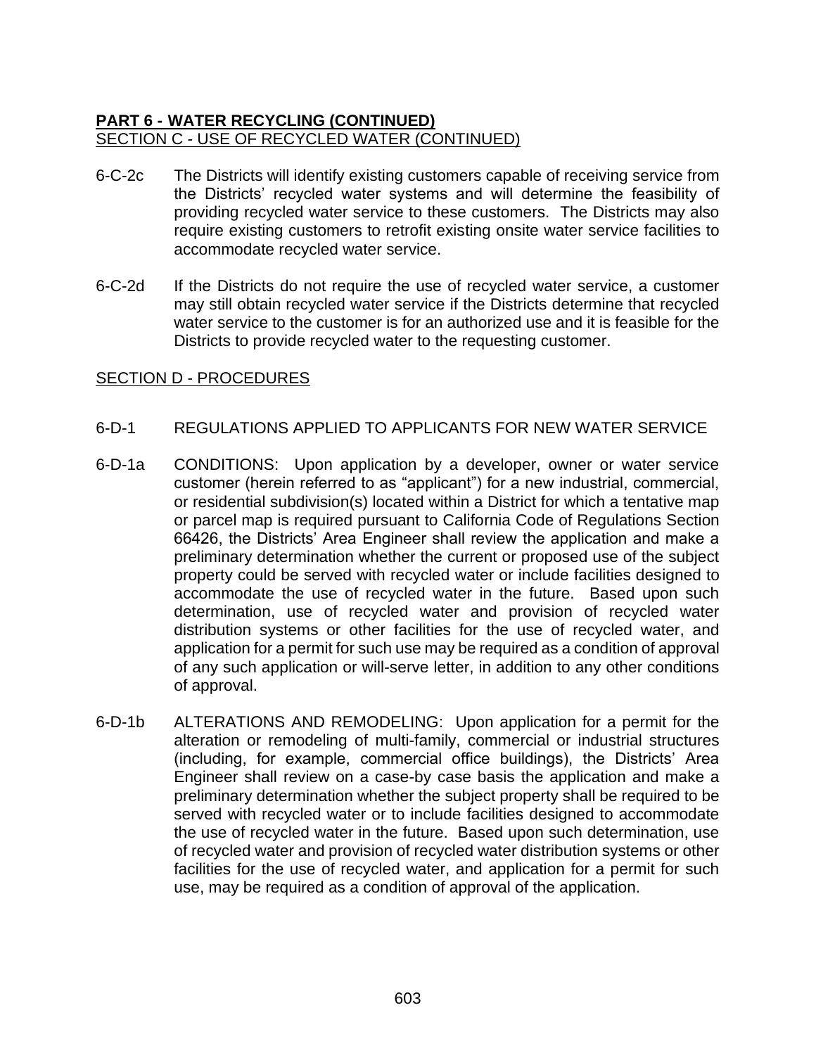**PART 6 - WATER RECYCLING (CONTINUED)**

SECTION C - USE OF RECYCLED WATER (CONTINUED)

6-C-2c The Districts will identify existing customers capable of receiving service from the Districts' recycled water systems and will determine the feasibility of providing recycled water service to these customers. The Districts may also require existing customers to retrofit existing onsite water service facilities to accommodate recycled water service.

6-C-2d If the Districts do not require the use of recycled water service, a customer may still obtain recycled water service if the Districts determine that recycled water service to the customer is for an authorized use and it is feasible for the Districts to provide recycled water to the requesting customer.

SECTION D - PROCEDURES

6-D-1 REGULATIONS APPLIED TO APPLICANTS FOR NEW WATER SERVICE

6-D-1a CONDITIONS: Upon application by a developer, owner or water service customer (herein referred to as "applicant") for a new industrial, commercial, or residential subdivision(s) located within a District for which a tentative map or parcel map is required pursuant to California Code of Regulations Section 66426, the Districts' Area Engineer shall review the application and make a preliminary determination whether the current or proposed use of the subject property could be served with recycled water or include facilities designed to accommodate the use of recycled water in the future. Based upon such determination, use of recycled water and provision of recycled water distribution systems or other facilities for the use of recycled water, and application for a permit for such use may be required as a condition of approval of any such application or will-serve letter, in addition to any other conditions of approval.

6-D-1b ALTERATIONS AND REMODELING: Upon application for a permit for the alteration or remodeling of multi-family, commercial or industrial structures (including, for example, commercial office buildings), the Districts' Area Engineer shall review on a case-by case basis the application and make a preliminary determination whether the subject property shall be required to be served with recycled water or to include facilities designed to accommodate the use of recycled water in the future. Based upon such determination, use of recycled water and provision of recycled water distribution systems or other facilities for the use of recycled water, and application for a permit for such use, may be required as a condition of approval of the application.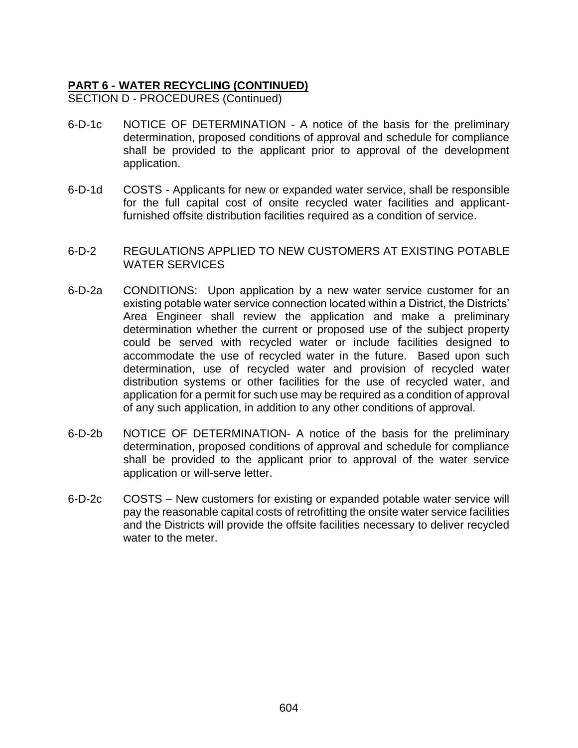**PART 6 - WATER RECYCLING (CONTINUED)**

SECTION D - PROCEDURES (Continued)

6-D-1c NOTICE OF DETERMINATION - A notice of the basis for the preliminary determination, proposed conditions of approval and schedule for compliance shall be provided to the applicant prior to approval of the development application.

6-D-1d COSTS - Applicants for new or expanded water service, shall be responsible for the full capital cost of onsite recycled water facilities and applicant-furnished offsite distribution facilities required as a condition of service.

6-D-2 REGULATIONS APPLIED TO NEW CUSTOMERS AT EXISTING POTABLE WATER SERVICES

6-D-2a CONDITIONS: Upon application by a new water service customer for an existing potable water service connection located within a District, the Districts' Area Engineer shall review the application and make a preliminary determination whether the current or proposed use of the subject property could be served with recycled water or include facilities designed to accommodate the use of recycled water in the future. Based upon such determination, use of recycled water and provision of recycled water distribution systems or other facilities for the use of recycled water, and application for a permit for such use may be required as a condition of approval of any such application, in addition to any other conditions of approval.

6-D-2b NOTICE OF DETERMINATION- A notice of the basis for the preliminary determination, proposed conditions of approval and schedule for compliance shall be provided to the applicant prior to approval of the water service application or will-serve letter.

6-D-2c COSTS – New customers for existing or expanded potable water service will pay the reasonable capital costs of retrofitting the onsite water service facilities and the Districts will provide the offsite facilities necessary to deliver recycled water to the meter.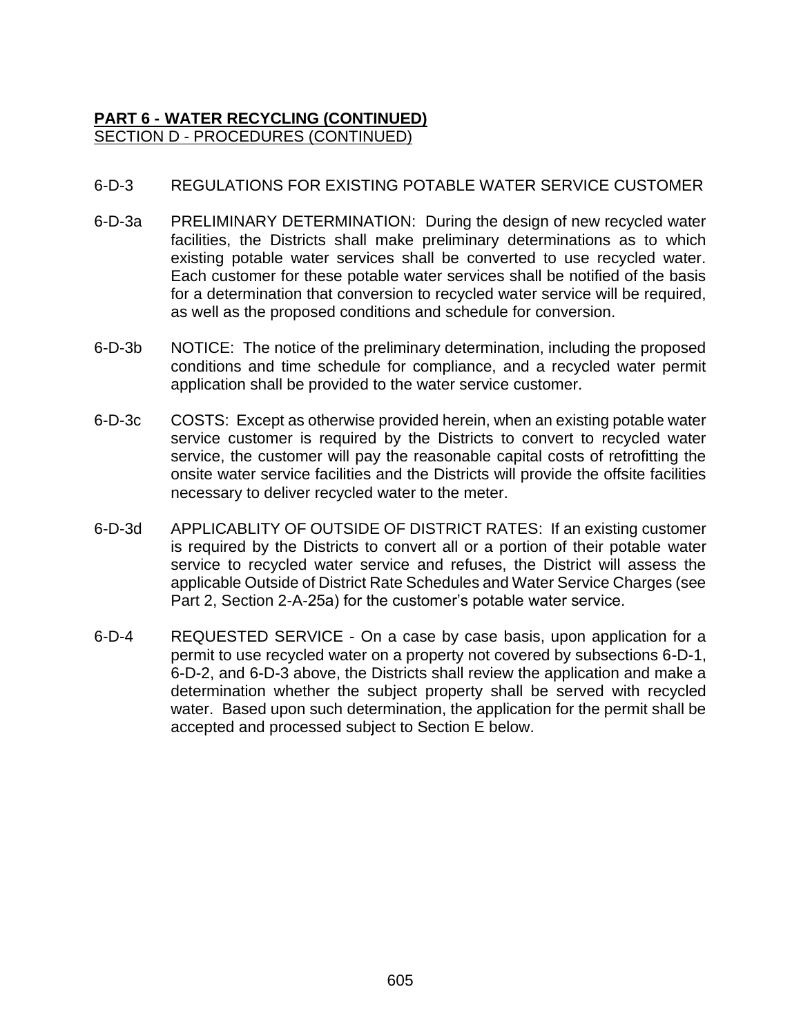**PART 6 - WATER RECYCLING (CONTINUED)**
SECTION D - PROCEDURES (CONTINUED)

6-D-3 REGULATIONS FOR EXISTING POTABLE WATER SERVICE CUSTOMER

6-D-3a PRELIMINARY DETERMINATION: During the design of new recycled water facilities, the Districts shall make preliminary determinations as to which existing potable water services shall be converted to use recycled water. Each customer for these potable water services shall be notified of the basis for a determination that conversion to recycled water service will be required, as well as the proposed conditions and schedule for conversion.

6-D-3b NOTICE: The notice of the preliminary determination, including the proposed conditions and time schedule for compliance, and a recycled water permit application shall be provided to the water service customer.

6-D-3c COSTS: Except as otherwise provided herein, when an existing potable water service customer is required by the Districts to convert to recycled water service, the customer will pay the reasonable capital costs of retrofitting the onsite water service facilities and the Districts will provide the offsite facilities necessary to deliver recycled water to the meter.

6-D-3d APPLICABLITY OF OUTSIDE OF DISTRICT RATES: If an existing customer is required by the Districts to convert all or a portion of their potable water service to recycled water service and refuses, the District will assess the applicable Outside of District Rate Schedules and Water Service Charges (see Part 2, Section 2-A-25a) for the customer's potable water service.

6-D-4 REQUESTED SERVICE - On a case by case basis, upon application for a permit to use recycled water on a property not covered by subsections 6-D-1, 6-D-2, and 6-D-3 above, the Districts shall review the application and make a determination whether the subject property shall be served with recycled water. Based upon such determination, the application for the permit shall be accepted and processed subject to Section E below.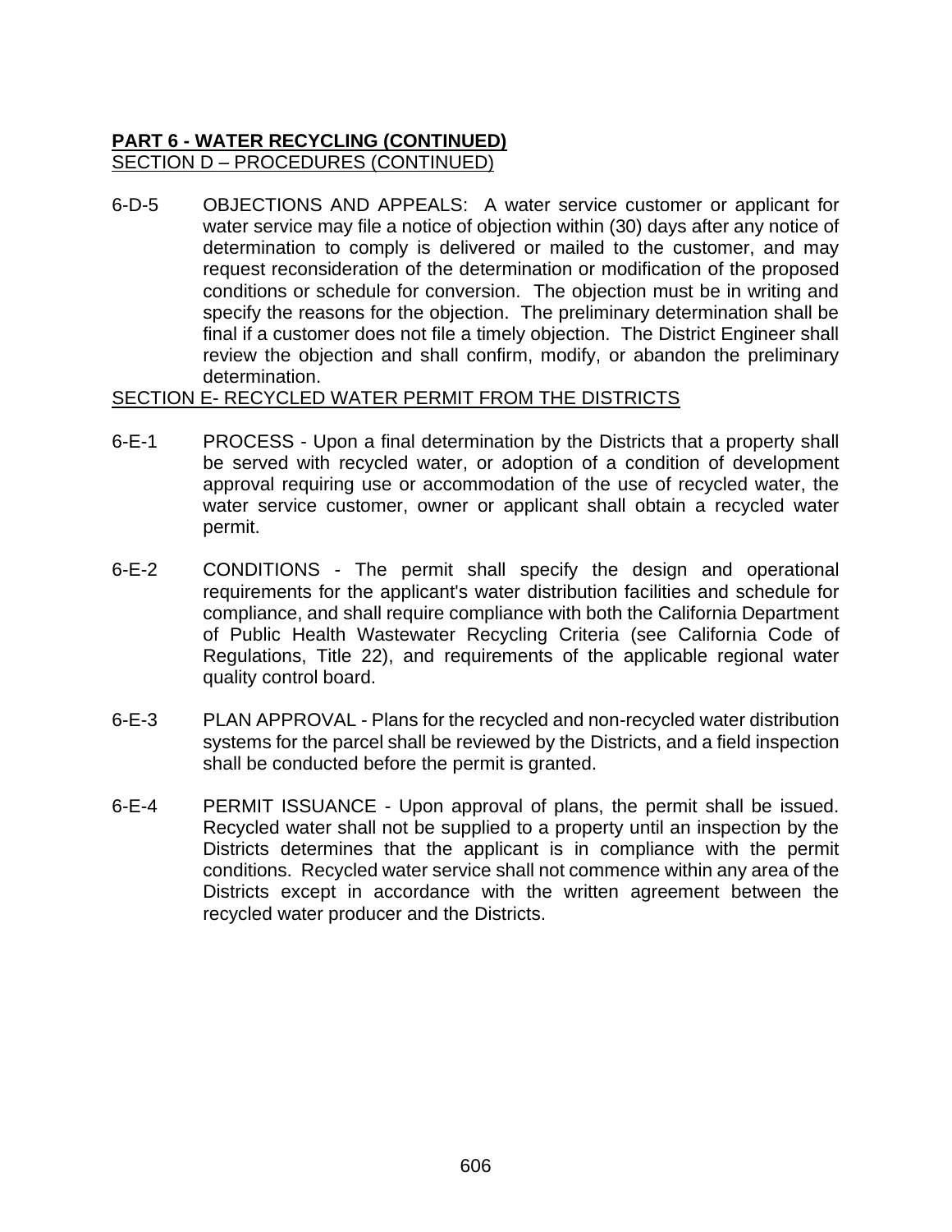**PART 6 - WATER RECYCLING (CONTINUED)**

SECTION D – PROCEDURES (CONTINUED)

6-D-5 OBJECTIONS AND APPEALS: A water service customer or applicant for water service may file a notice of objection within (30) days after any notice of determination to comply is delivered or mailed to the customer, and may request reconsideration of the determination or modification of the proposed conditions or schedule for conversion. The objection must be in writing and specify the reasons for the objection. The preliminary determination shall be final if a customer does not file a timely objection. The District Engineer shall review the objection and shall confirm, modify, or abandon the preliminary determination.

SECTION E- RECYCLED WATER PERMIT FROM THE DISTRICTS

6-E-1 PROCESS - Upon a final determination by the Districts that a property shall be served with recycled water, or adoption of a condition of development approval requiring use or accommodation of the use of recycled water, the water service customer, owner or applicant shall obtain a recycled water permit.

6-E-2 CONDITIONS - The permit shall specify the design and operational requirements for the applicant's water distribution facilities and schedule for compliance, and shall require compliance with both the California Department of Public Health Wastewater Recycling Criteria (see California Code of Regulations, Title 22), and requirements of the applicable regional water quality control board.

6-E-3 PLAN APPROVAL - Plans for the recycled and non-recycled water distribution systems for the parcel shall be reviewed by the Districts, and a field inspection shall be conducted before the permit is granted.

6-E-4 PERMIT ISSUANCE - Upon approval of plans, the permit shall be issued. Recycled water shall not be supplied to a property until an inspection by the Districts determines that the applicant is in compliance with the permit conditions. Recycled water service shall not commence within any area of the Districts except in accordance with the written agreement between the recycled water producer and the Districts.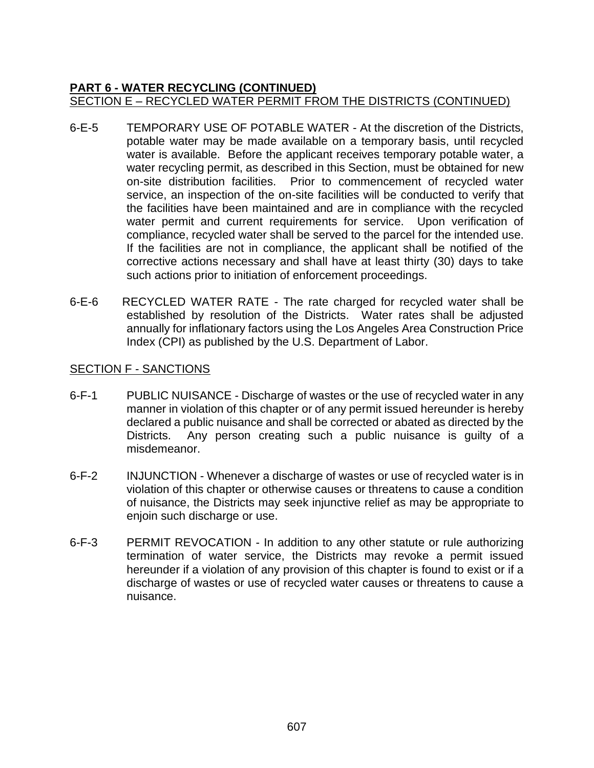**PART 6 - WATER RECYCLING (CONTINUED)**

SECTION E – RECYCLED WATER PERMIT FROM THE DISTRICTS (CONTINUED)

6-E-5 TEMPORARY USE OF POTABLE WATER - At the discretion of the Districts, potable water may be made available on a temporary basis, until recycled water is available. Before the applicant receives temporary potable water, a water recycling permit, as described in this Section, must be obtained for new on-site distribution facilities. Prior to commencement of recycled water service, an inspection of the on-site facilities will be conducted to verify that the facilities have been maintained and are in compliance with the recycled water permit and current requirements for service. Upon verification of compliance, recycled water shall be served to the parcel for the intended use. If the facilities are not in compliance, the applicant shall be notified of the corrective actions necessary and shall have at least thirty (30) days to take such actions prior to initiation of enforcement proceedings.

6-E-6 RECYCLED WATER RATE - The rate charged for recycled water shall be established by resolution of the Districts. Water rates shall be adjusted annually for inflationary factors using the Los Angeles Area Construction Price Index (CPI) as published by the U.S. Department of Labor.

SECTION F - SANCTIONS

6-F-1 PUBLIC NUISANCE - Discharge of wastes or the use of recycled water in any manner in violation of this chapter or of any permit issued hereunder is hereby declared a public nuisance and shall be corrected or abated as directed by the Districts. Any person creating such a public nuisance is guilty of a misdemeanor.

6-F-2 INJUNCTION - Whenever a discharge of wastes or use of recycled water is in violation of this chapter or otherwise causes or threatens to cause a condition of nuisance, the Districts may seek injunctive relief as may be appropriate to enjoin such discharge or use.

6-F-3 PERMIT REVOCATION - In addition to any other statute or rule authorizing termination of water service, the Districts may revoke a permit issued hereunder if a violation of any provision of this chapter is found to exist or if a discharge of wastes or use of recycled water causes or threatens to cause a nuisance.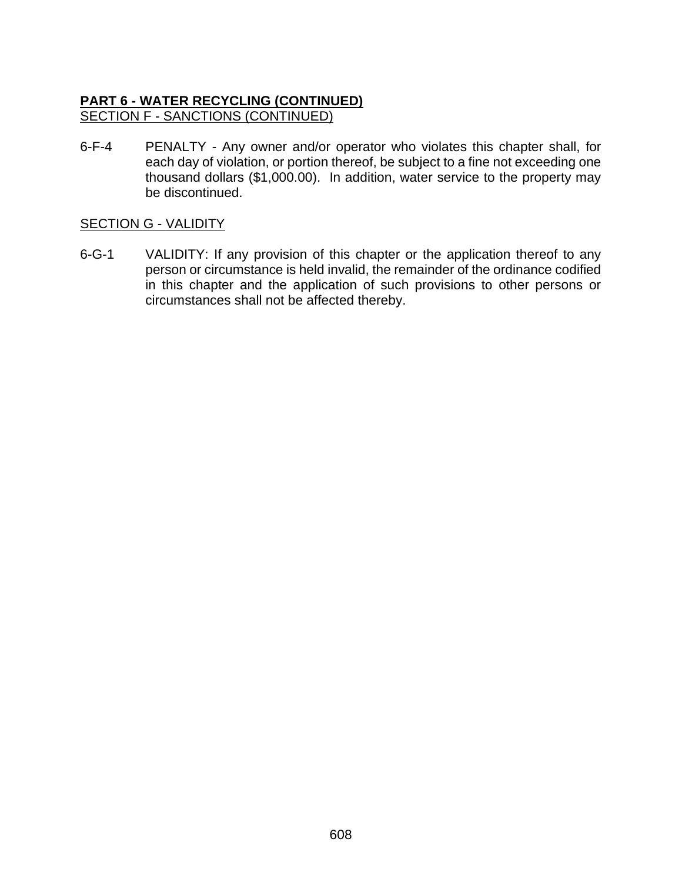**PART 6 - WATER RECYCLING (CONTINUED)**

SECTION F - SANCTIONS (CONTINUED)

6-F-4 PENALTY - Any owner and/or operator who violates this chapter shall, for each day of violation, or portion thereof, be subject to a fine not exceeding one thousand dollars ($1,000.00). In addition, water service to the property may be discontinued.

SECTION G - VALIDITY

6-G-1 VALIDITY: If any provision of this chapter or the application thereof to any person or circumstance is held invalid, the remainder of the ordinance codified in this chapter and the application of such provisions to other persons or circumstances shall not be affected thereby.